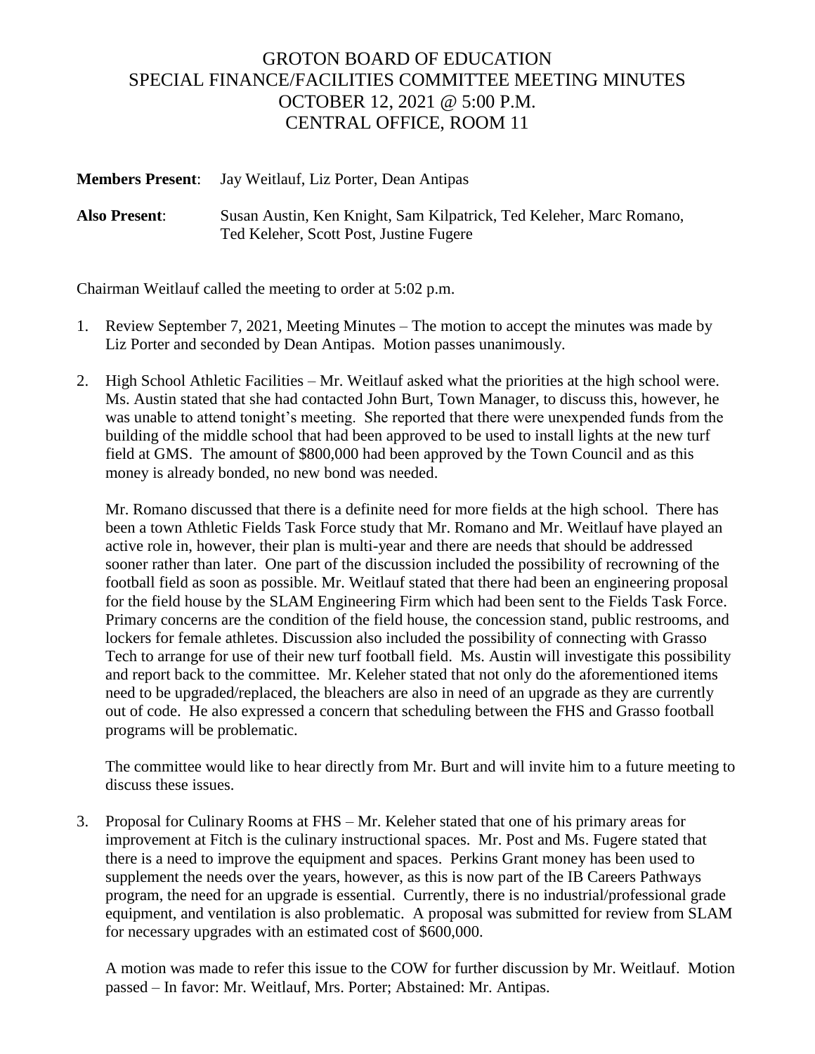# GROTON BOARD OF EDUCATION
# SPECIAL FINANCE/FACILITIES COMMITTEE MEETING MINUTES
# OCTOBER 12, 2021 @ 5:00 P.M.
# CENTRAL OFFICE, ROOM 11

**Members Present**: Jay Weitlauf, Liz Porter, Dean Antipas

**Also Present**: Susan Austin, Ken Knight, Sam Kilpatrick, Ted Keleher, Marc Romano, Ted Keleher, Scott Post, Justine Fugere

Chairman Weitlauf called the meeting to order at 5:02 p.m.

1. Review September 7, 2021, Meeting Minutes – The motion to accept the minutes was made by Liz Porter and seconded by Dean Antipas. Motion passes unanimously.

2. High School Athletic Facilities – Mr. Weitlauf asked what the priorities at the high school were. Ms. Austin stated that she had contacted John Burt, Town Manager, to discuss this, however, he was unable to attend tonight's meeting. She reported that there were unexpended funds from the building of the middle school that had been approved to be used to install lights at the new turf field at GMS. The amount of $800,000 had been approved by the Town Council and as this money is already bonded, no new bond was needed.

   Mr. Romano discussed that there is a definite need for more fields at the high school. There has been a town Athletic Fields Task Force study that Mr. Romano and Mr. Weitlauf have played an active role in, however, their plan is multi-year and there are needs that should be addressed sooner rather than later. One part of the discussion included the possibility of recrowning of the football field as soon as possible. Mr. Weitlauf stated that there had been an engineering proposal for the field house by the SLAM Engineering Firm which had been sent to the Fields Task Force. Primary concerns are the condition of the field house, the concession stand, public restrooms, and lockers for female athletes. Discussion also included the possibility of connecting with Grasso Tech to arrange for use of their new turf football field. Ms. Austin will investigate this possibility and report back to the committee. Mr. Keleher stated that not only do the aforementioned items need to be upgraded/replaced, the bleachers are also in need of an upgrade as they are currently out of code. He also expressed a concern that scheduling between the FHS and Grasso football programs will be problematic.

   The committee would like to hear directly from Mr. Burt and will invite him to a future meeting to discuss these issues.

3. Proposal for Culinary Rooms at FHS – Mr. Keleher stated that one of his primary areas for improvement at Fitch is the culinary instructional spaces. Mr. Post and Ms. Fugere stated that there is a need to improve the equipment and spaces. Perkins Grant money has been used to supplement the needs over the years, however, as this is now part of the IB Careers Pathways program, the need for an upgrade is essential. Currently, there is no industrial/professional grade equipment, and ventilation is also problematic. A proposal was submitted for review from SLAM for necessary upgrades with an estimated cost of $600,000.

   A motion was made to refer this issue to the COW for further discussion by Mr. Weitlauf. Motion passed – In favor: Mr. Weitlauf, Mrs. Porter; Abstained: Mr. Antipas.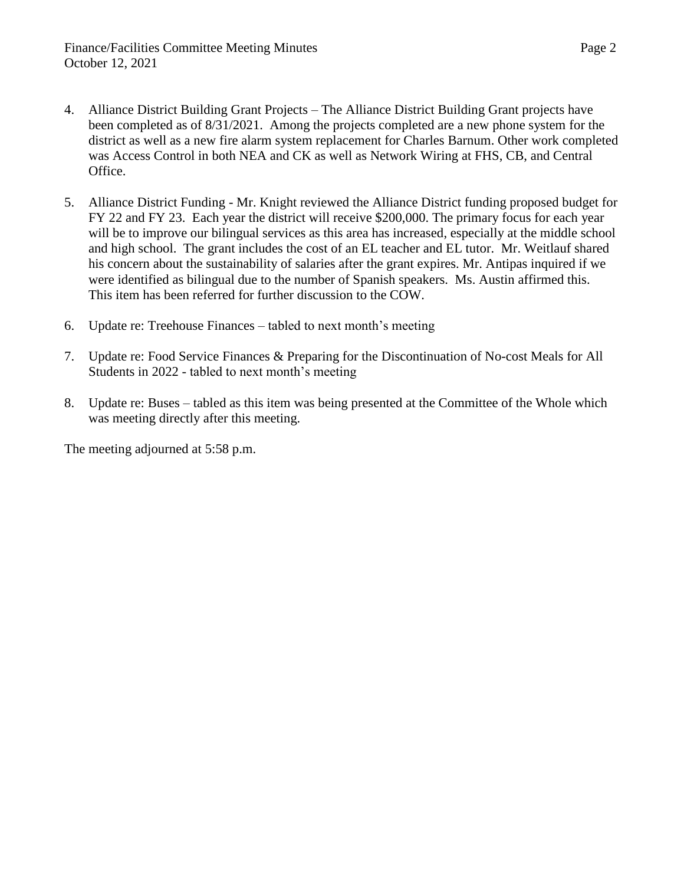4. Alliance District Building Grant Projects – The Alliance District Building Grant projects have been completed as of 8/31/2021. Among the projects completed are a new phone system for the district as well as a new fire alarm system replacement for Charles Barnum. Other work completed was Access Control in both NEA and CK as well as Network Wiring at FHS, CB, and Central Office.

5. Alliance District Funding - Mr. Knight reviewed the Alliance District funding proposed budget for FY 22 and FY 23. Each year the district will receive $200,000. The primary focus for each year will be to improve our bilingual services as this area has increased, especially at the middle school and high school. The grant includes the cost of an EL teacher and EL tutor. Mr. Weitlauf shared his concern about the sustainability of salaries after the grant expires. Mr. Antipas inquired if we were identified as bilingual due to the number of Spanish speakers. Ms. Austin affirmed this. This item has been referred for further discussion to the COW.

6. Update re: Treehouse Finances – tabled to next month's meeting

7. Update re: Food Service Finances & Preparing for the Discontinuation of No-cost Meals for All Students in 2022 - tabled to next month's meeting

8. Update re: Buses – tabled as this item was being presented at the Committee of the Whole which was meeting directly after this meeting.

The meeting adjourned at 5:58 p.m.